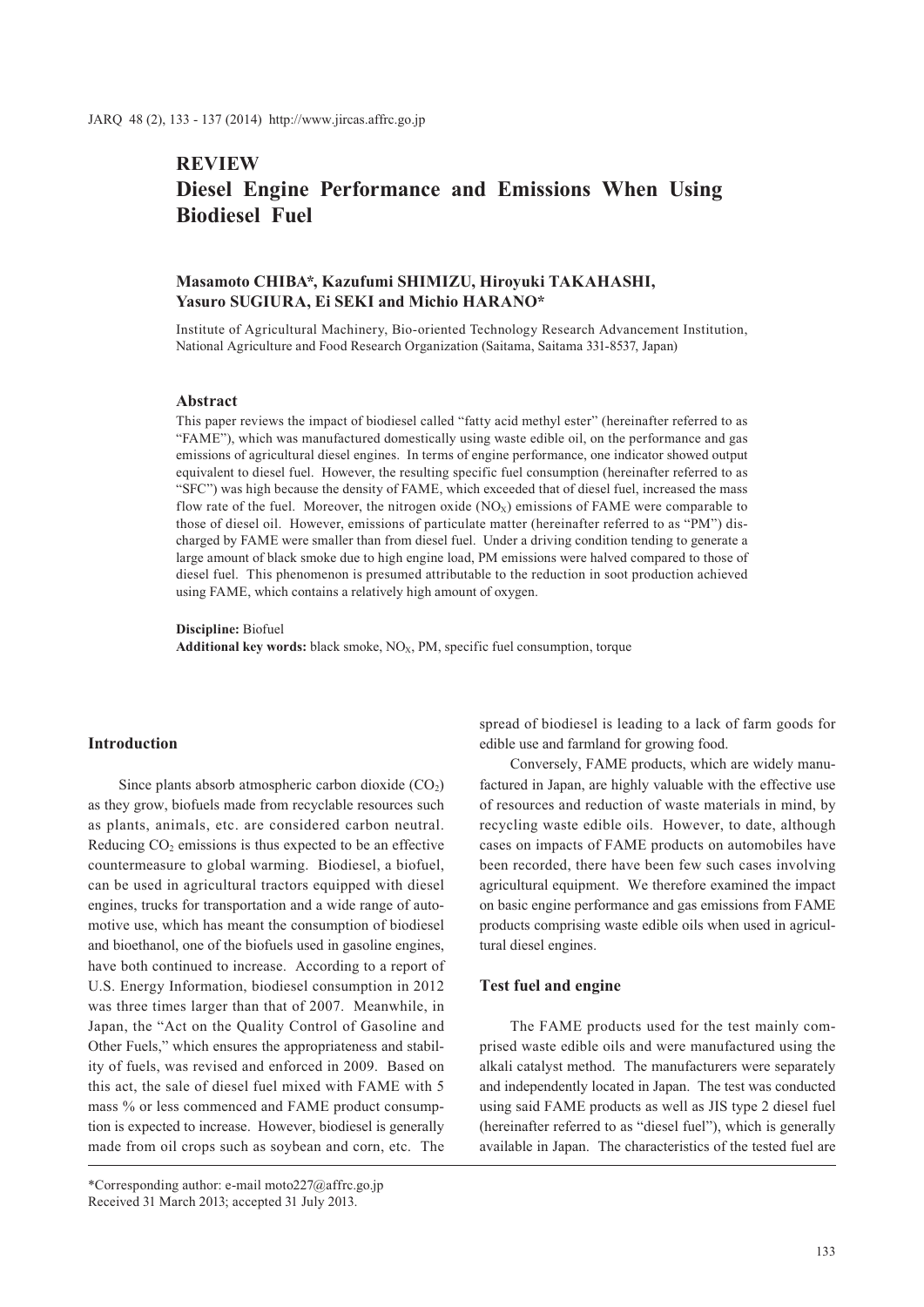## REVIEW

# Diesel Engine Performance and Emissions When Using Biodiesel Fuel

**Masamoto CHIBA*, Kazufumi SHIMIZU, Hiroyuki TAKAHASHI, Yasuro SUGIURA, Ei SEKI and Michio HARANO***

Institute of Agricultural Machinery, Bio-oriented Technology Research Advancement Institution, National Agriculture and Food Research Organization (Saitama, Saitama 331-8537, Japan)

### Abstract

This paper reviews the impact of biodiesel called "fatty acid methyl ester" (hereinafter referred to as "FAME"), which was manufactured domestically using waste edible oil, on the performance and gas emissions of agricultural diesel engines. In terms of engine performance, one indicator showed output equivalent to diesel fuel. However, the resulting specific fuel consumption (hereinafter referred to as "SFC") was high because the density of FAME, which exceeded that of diesel fuel, increased the mass flow rate of the fuel. Moreover, the nitrogen oxide ($NO_X$) emissions of FAME were comparable to those of diesel oil. However, emissions of particulate matter (hereinafter referred to as "PM") discharged by FAME were smaller than from diesel fuel. Under a driving condition tending to generate a large amount of black smoke due to high engine load, PM emissions were halved compared to those of diesel fuel. This phenomenon is presumed attributable to the reduction in soot production achieved using FAME, which contains a relatively high amount of oxygen.

**Discipline:** Biofuel
**Additional key words:** black smoke, $NO_X$, PM, specific fuel consumption, torque

## Introduction

Since plants absorb atmospheric carbon dioxide ($CO_2$) as they grow, biofuels made from recyclable resources such as plants, animals, etc. are considered carbon neutral. Reducing $CO_2$ emissions is thus expected to be an effective countermeasure to global warming. Biodiesel, a biofuel, can be used in agricultural tractors equipped with diesel engines, trucks for transportation and a wide range of automotive use, which has meant the consumption of biodiesel and bioethanol, one of the biofuels used in gasoline engines, have both continued to increase. According to a report of U.S. Energy Information, biodiesel consumption in 2012 was three times larger than that of 2007. Meanwhile, in Japan, the "Act on the Quality Control of Gasoline and Other Fuels," which ensures the appropriateness and stability of fuels, was revised and enforced in 2009. Based on this act, the sale of diesel fuel mixed with FAME with 5 mass % or less commenced and FAME product consumption is expected to increase. However, biodiesel is generally made from oil crops such as soybean and corn, etc. The spread of biodiesel is leading to a lack of farm goods for edible use and farmland for growing food.

Conversely, FAME products, which are widely manufactured in Japan, are highly valuable with the effective use of resources and reduction of waste materials in mind, by recycling waste edible oils. However, to date, although cases on impacts of FAME products on automobiles have been recorded, there have been few such cases involving agricultural equipment. We therefore examined the impact on basic engine performance and gas emissions from FAME products comprising waste edible oils when used in agricultural diesel engines.

## Test fuel and engine

The FAME products used for the test mainly comprised waste edible oils and were manufactured using the alkali catalyst method. The manufacturers were separately and independently located in Japan. The test was conducted using said FAME products as well as JIS type 2 diesel fuel (hereinafter referred to as "diesel fuel"), which is generally available in Japan. The characteristics of the tested fuel are

*Corresponding author: e-mail moto227@affrc.go.jp
Received 31 March 2013; accepted 31 July 2013.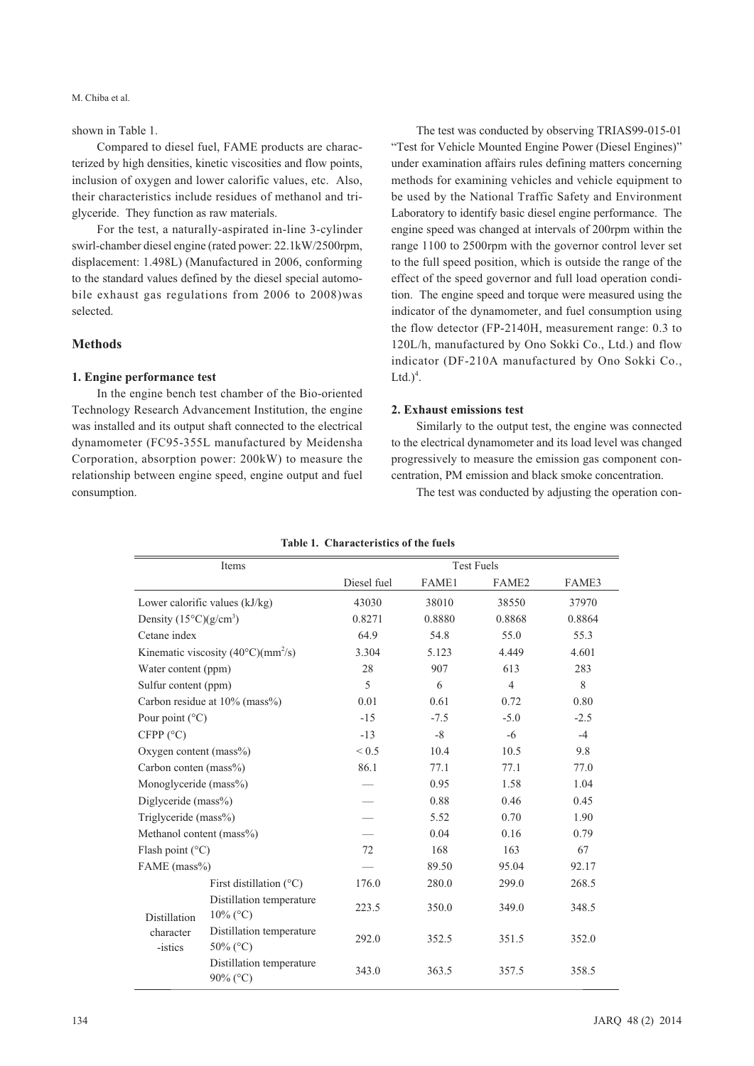shown in Table 1.

Compared to diesel fuel, FAME products are characterized by high densities, kinetic viscosities and flow points, inclusion of oxygen and lower calorific values, etc. Also, their characteristics include residues of methanol and triglyceride. They function as raw materials.

For the test, a naturally-aspirated in-line 3-cylinder swirl-chamber diesel engine (rated power: 22.1kW/2500rpm, displacement: 1.498L) (Manufactured in 2006, conforming to the standard values defined by the diesel special automobile exhaust gas regulations from 2006 to 2008)was selected.

## Methods

### 1. Engine performance test

In the engine bench test chamber of the Bio-oriented Technology Research Advancement Institution, the engine was installed and its output shaft connected to the electrical dynamometer (FC95-355L manufactured by Meidensha Corporation, absorption power: 200kW) to measure the relationship between engine speed, engine output and fuel consumption.

The test was conducted by observing TRIAS99-015-01 "Test for Vehicle Mounted Engine Power (Diesel Engines)" under examination affairs rules defining matters concerning methods for examining vehicles and vehicle equipment to be used by the National Traffic Safety and Environment Laboratory to identify basic diesel engine performance. The engine speed was changed at intervals of 200rpm within the range 1100 to 2500rpm with the governor control lever set to the full speed position, which is outside the range of the effect of the speed governor and full load operation condition. The engine speed and torque were measured using the indicator of the dynamometer, and fuel consumption using the flow detector (FP-2140H, measurement range: 0.3 to 120L/h, manufactured by Ono Sokki Co., Ltd.) and flow indicator (DF-210A manufactured by Ono Sokki Co., Ltd.)[4].

### 2. Exhaust emissions test

Similarly to the output test, the engine was connected to the electrical dynamometer and its load level was changed progressively to measure the emission gas component concentration, PM emission and black smoke concentration.

The test was conducted by adjusting the operation con-

**Table 1. Characteristics of the fuels**

| Items | | Test Fuels | | | |
|---|---|---|---|---|---|
| | | Diesel fuel | FAME1 | FAME2 | FAME3 |
| Lower calorific values (kJ/kg) | | 43030 | 38010 | 38550 | 37970 |
| Density (15°C)(g/cm$^3$) | | 0.8271 | 0.8880 | 0.8868 | 0.8864 |
| Cetane index | | 64.9 | 54.8 | 55.0 | 55.3 |
| Kinematic viscosity (40°C)(mm$^2$/s) | | 3.304 | 5.123 | 4.449 | 4.601 |
| Water content (ppm) | | 28 | 907 | 613 | 283 |
| Sulfur content (ppm) | | 5 | 6 | 4 | 8 |
| Carbon residue at 10% (mass%) | | 0.01 | 0.61 | 0.72 | 0.80 |
| Pour point (°C) | | -15 | -7.5 | -5.0 | -2.5 |
| CFPP (°C) | | -13 | -8 | -6 | -4 |
| Oxygen content (mass%) | | < 0.5 | 10.4 | 10.5 | 9.8 |
| Carbon conten (mass%) | | 86.1 | 77.1 | 77.1 | 77.0 |
| Monoglyceride (mass%) | | — | 0.95 | 1.58 | 1.04 |
| Diglyceride (mass%) | | — | 0.88 | 0.46 | 0.45 |
| Triglyceride (mass%) | | — | 5.52 | 0.70 | 1.90 |
| Methanol content (mass%) | | — | 0.04 | 0.16 | 0.79 |
| Flash point (°C) | | 72 | 168 | 163 | 67 |
| FAME (mass%) | | — | 89.50 | 95.04 | 92.17 |
| Distillation character-istics | First distillation (°C) | 176.0 | 280.0 | 299.0 | 268.5 |
| | Distillation temperature 10% (°C) | 223.5 | 350.0 | 349.0 | 348.5 |
| | Distillation temperature 50% (°C) | 292.0 | 352.5 | 351.5 | 352.0 |
| | Distillation temperature 90% (°C) | 343.0 | 363.5 | 357.5 | 358.5 |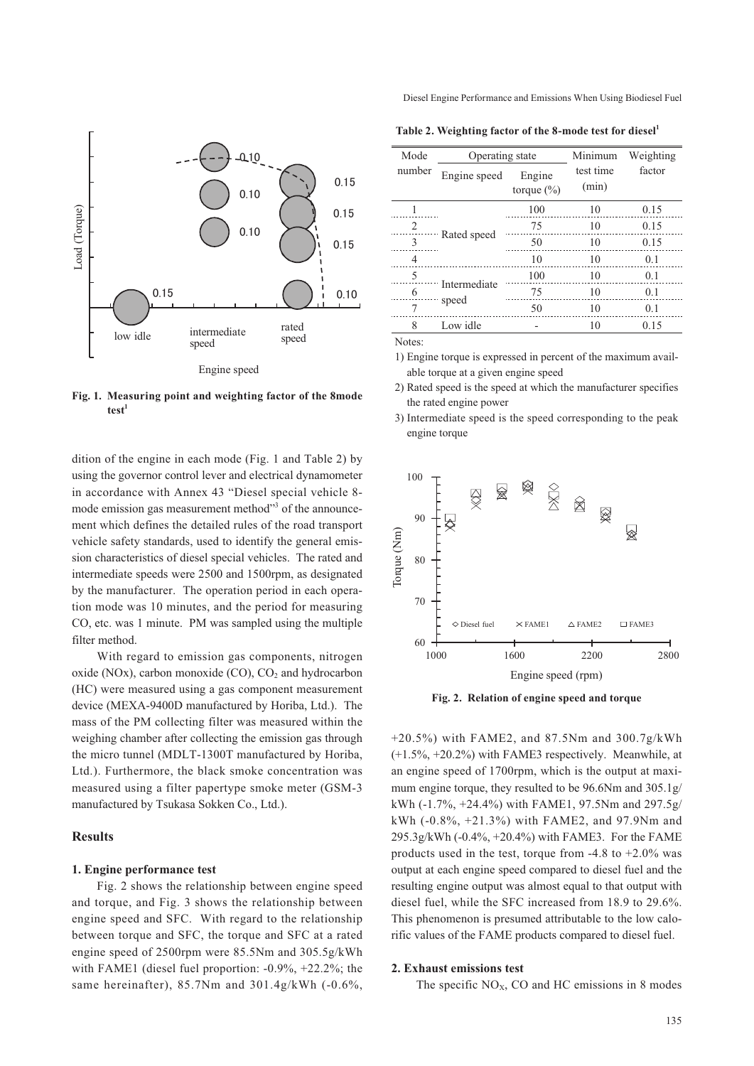**Fig. 1. Measuring point and weighting factor of the 8mode test[1]**

dition of the engine in each mode (Fig. 1 and Table 2) by using the governor control lever and electrical dynamometer in accordance with Annex 43 "Diesel special vehicle 8-mode emission gas measurement method"[3] of the announcement which defines the detailed rules of the road transport vehicle safety standards, used to identify the general emission characteristics of diesel special vehicles. The rated and intermediate speeds were 2500 and 1500rpm, as designated by the manufacturer. The operation period in each operation mode was 10 minutes, and the period for measuring CO, etc. was 1 minute. PM was sampled using the multiple filter method.

With regard to emission gas components, nitrogen oxide (NOx), carbon monoxide (CO), $CO_2$ and hydrocarbon (HC) were measured using a gas component measurement device (MEXA-9400D manufactured by Horiba, Ltd.). The mass of the PM collecting filter was measured within the weighing chamber after collecting the emission gas through the micro tunnel (MDLT-1300T manufactured by Horiba, Ltd.). Furthermore, the black smoke concentration was measured using a filter papertype smoke meter (GSM-3 manufactured by Tsukasa Sokken Co., Ltd.).

## Results

### 1. Engine performance test

Fig. 2 shows the relationship between engine speed and torque, and Fig. 3 shows the relationship between engine speed and SFC. With regard to the relationship between torque and SFC, the torque and SFC at a rated engine speed of 2500rpm were 85.5Nm and 305.5g/kWh with FAME1 (diesel fuel proportion: -0.9%, +22.2%; the same hereinafter), 85.7Nm and 301.4g/kWh (-0.6%, +20.5%) with FAME2, and 87.5Nm and 300.7g/kWh (+1.5%, +20.2%) with FAME3 respectively. Meanwhile, at an engine speed of 1700rpm, which is the output at maximum engine torque, they resulted to be 96.6Nm and 305.1g/kWh (-1.7%, +24.4%) with FAME1, 97.5Nm and 297.5g/kWh (-0.8%, +21.3%) with FAME2, and 97.9Nm and 295.3g/kWh (-0.4%, +20.4%) with FAME3. For the FAME products used in the test, torque from -4.8 to +2.0% was output at each engine speed compared to diesel fuel and the resulting engine output was almost equal to that output with diesel fuel, while the SFC increased from 18.9 to 29.6%. This phenomenon is presumed attributable to the low calorific values of the FAME products compared to diesel fuel.

**Table 2. Weighting factor of the 8-mode test for diesel[1]**

| Mode number | Operating state | | Minimum test time (min) | Weighting factor |
|---|---|---|---|---|
| | Engine speed | Engine torque (%) | | |
| 1 | Rated speed | 100 | 10 | 0.15 |
| 2 | | 75 | 10 | 0.15 |
| 3 | | 50 | 10 | 0.15 |
| 4 | | 10 | 10 | 0.1 |
| 5 | Intermediate speed | 100 | 10 | 0.1 |
| 6 | | 75 | 10 | 0.1 |
| 7 | | 50 | 10 | 0.1 |
| 8 | Low idle | - | 10 | 0.15 |

Notes:

1) Engine torque is expressed in percent of the maximum available torque at a given engine speed

2) Rated speed is the speed at which the manufacturer specifies the rated engine power

3) Intermediate speed is the speed corresponding to the peak engine torque

**Fig. 2. Relation of engine speed and torque**

### 2. Exhaust emissions test

The specific $NO_X$, CO and HC emissions in 8 modes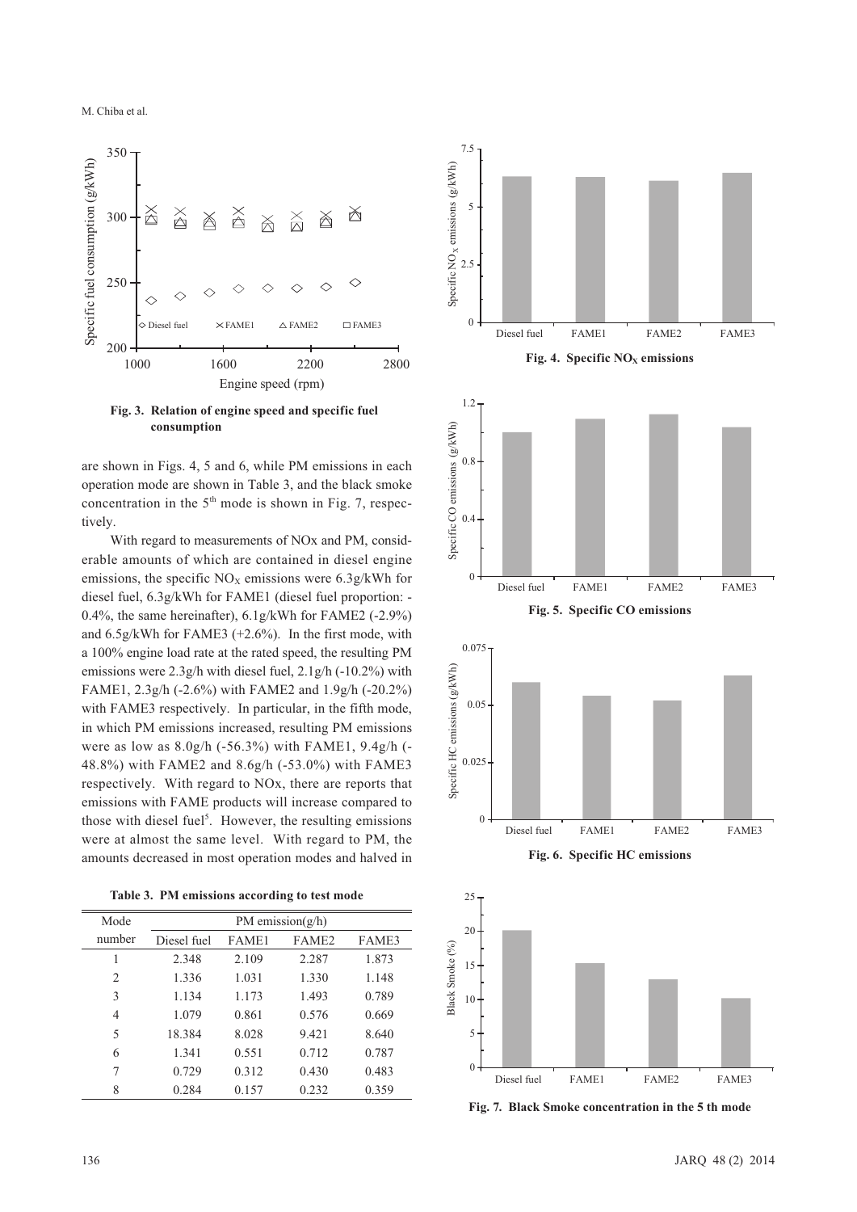350

300

250

200

1000 1600 2200 2800

Engine speed (rpm)

Specific fuel consumption (g/kWh)

◇ Diesel fuel ✕ FAME1 △ FAME2 □ FAME3

**Fig. 3. Relation of engine speed and specific fuel consumption**

are shown in Figs. 4, 5 and 6, while PM emissions in each operation mode are shown in Table 3, and the black smoke concentration in the 5[th] mode is shown in Fig. 7, respectively.

With regard to measurements of NOx and PM, considerable amounts of which are contained in diesel engine emissions, the specific $NO_X$ emissions were 6.3g/kWh for diesel fuel, 6.3g/kWh for FAME1 (diesel fuel proportion: -0.4%, the same hereinafter), 6.1g/kWh for FAME2 (-2.9%) and 6.5g/kWh for FAME3 (+2.6%). In the first mode, with a 100% engine load rate at the rated speed, the resulting PM emissions were 2.3g/h with diesel fuel, 2.1g/h (-10.2%) with FAME1, 2.3g/h (-2.6%) with FAME2 and 1.9g/h (-20.2%) with FAME3 respectively. In particular, in the fifth mode, in which PM emissions increased, resulting PM emissions were as low as 8.0g/h (-56.3%) with FAME1, 9.4g/h (-48.8%) with FAME2 and 8.6g/h (-53.0%) with FAME3 respectively. With regard to NOx, there are reports that emissions with FAME products will increase compared to those with diesel fuel[5]. However, the resulting emissions were at almost the same level. With regard to PM, the amounts decreased in most operation modes and halved in

**Table 3. PM emissions according to test mode**

| Mode number | PM emission(g/h) | | | |
|---|---|---|---|---|
| | Diesel fuel | FAME1 | FAME2 | FAME3 |
| 1 | 2.348 | 2.109 | 2.287 | 1.873 |
| 2 | 1.336 | 1.031 | 1.330 | 1.148 |
| 3 | 1.134 | 1.173 | 1.493 | 0.789 |
| 4 | 1.079 | 0.861 | 0.576 | 0.669 |
| 5 | 18.384 | 8.028 | 9.421 | 8.640 |
| 6 | 1.341 | 0.551 | 0.712 | 0.787 |
| 7 | 0.729 | 0.312 | 0.430 | 0.483 |
| 8 | 0.284 | 0.157 | 0.232 | 0.359 |

7.5

5

2.5

0

Specific $NO_X$ emissions (g/kWh)

Diesel fuel FAME1 FAME2 FAME3

**Fig. 4. Specific $NO_X$ emissions**

1.2

0.8

0.4

0

Specific CO emissions (g/kWh)

Diesel fuel FAME1 FAME2 FAME3

**Fig. 5. Specific CO emissions**

0.075

0.05

0.025

0

Specific HC emissions (g/kWh)

Diesel fuel FAME1 FAME2 FAME3

**Fig. 6. Specific HC emissions**

25

20

15

10

5

0

Black Smoke (%)

Diesel fuel FAME1 FAME2 FAME3

**Fig. 7. Black Smoke concentration in the 5 th mode**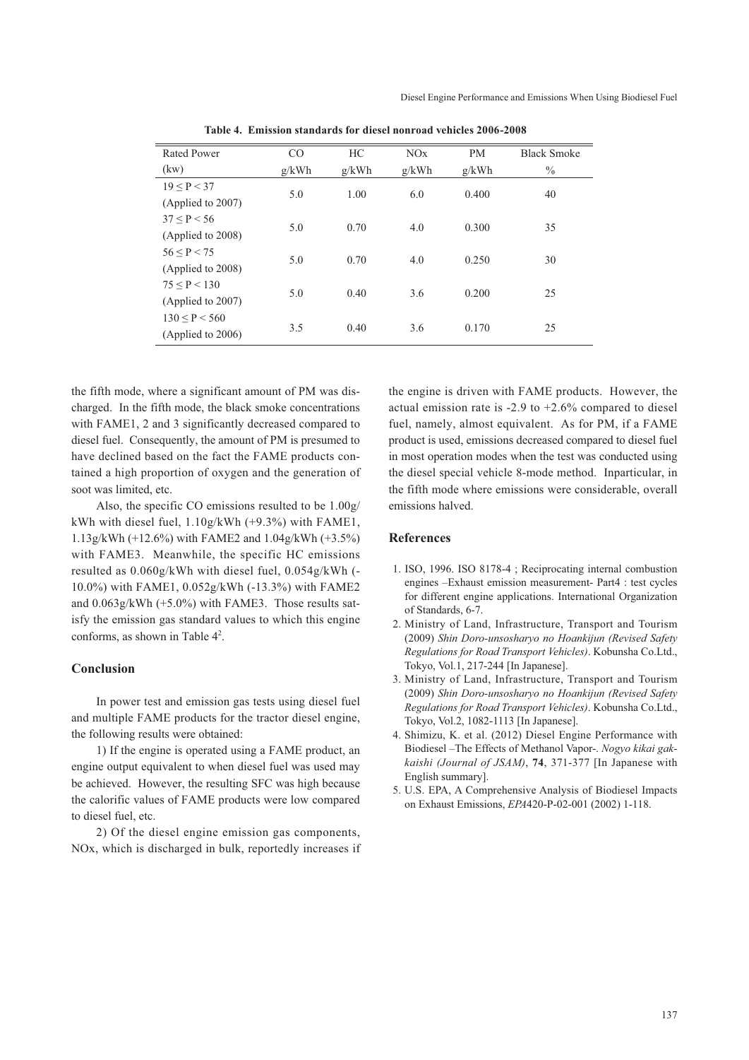**Table 4. Emission standards for diesel nonroad vehicles 2006-2008**

| Rated Power (kw) | CO g/kWh | HC g/kWh | NOx g/kWh | PM g/kWh | Black Smoke % |
|---|---|---|---|---|---|
| 19 ≤ P < 37 (Applied to 2007) | 5.0 | 1.00 | 6.0 | 0.400 | 40 |
| 37 ≤ P < 56 (Applied to 2008) | 5.0 | 0.70 | 4.0 | 0.300 | 35 |
| 56 ≤ P < 75 (Applied to 2008) | 5.0 | 0.70 | 4.0 | 0.250 | 30 |
| 75 ≤ P < 130 (Applied to 2007) | 5.0 | 0.40 | 3.6 | 0.200 | 25 |
| 130 ≤ P < 560 (Applied to 2006) | 3.5 | 0.40 | 3.6 | 0.170 | 25 |

the fifth mode, where a significant amount of PM was discharged. In the fifth mode, the black smoke concentrations with FAME1, 2 and 3 significantly decreased compared to diesel fuel. Consequently, the amount of PM is presumed to have declined based on the fact the FAME products contained a high proportion of oxygen and the generation of soot was limited, etc.

Also, the specific CO emissions resulted to be 1.00g/kWh with diesel fuel, 1.10g/kWh (+9.3%) with FAME1, 1.13g/kWh (+12.6%) with FAME2 and 1.04g/kWh (+3.5%) with FAME3. Meanwhile, the specific HC emissions resulted as 0.060g/kWh with diesel fuel, 0.054g/kWh (-10.0%) with FAME1, 0.052g/kWh (-13.3%) with FAME2 and 0.063g/kWh (+5.0%) with FAME3. Those results satisfy the emission gas standard values to which this engine conforms, as shown in Table 4[2].

## Conclusion

In power test and emission gas tests using diesel fuel and multiple FAME products for the tractor diesel engine, the following results were obtained:

1) If the engine is operated using a FAME product, an engine output equivalent to when diesel fuel was used may be achieved. However, the resulting SFC was high because the calorific values of FAME products were low compared to diesel fuel, etc.

2) Of the diesel engine emission gas components, NOx, which is discharged in bulk, reportedly increases if the engine is driven with FAME products. However, the actual emission rate is -2.9 to +2.6% compared to diesel fuel, namely, almost equivalent. As for PM, if a FAME product is used, emissions decreased compared to diesel fuel in most operation modes when the test was conducted using the diesel special vehicle 8-mode method. Inparticular, in the fifth mode where emissions were considerable, overall emissions halved.

## References

1. ISO, 1996. ISO 8178-4 ; Reciprocating internal combustion engines –Exhaust emission measurement- Part4 : test cycles for different engine applications. International Organization of Standards, 6-7.
2. Ministry of Land, Infrastructure, Transport and Tourism (2009) *Shin Doro-unsosharyo no Hoankijun (Revised Safety Regulations for Road Transport Vehicles)*. Kobunsha Co.Ltd., Tokyo, Vol.1, 217-244 [In Japanese].
3. Ministry of Land, Infrastructure, Transport and Tourism (2009) *Shin Doro-unsosharyo no Hoankijun (Revised Safety Regulations for Road Transport Vehicles)*. Kobunsha Co.Ltd., Tokyo, Vol.2, 1082-1113 [In Japanese].
4. Shimizu, K. et al. (2012) Diesel Engine Performance with Biodiesel –The Effects of Methanol Vapor-. *Nogyo kikai gakkaishi (Journal of JSAM)*, **74**, 371-377 [In Japanese with English summary].
5. U.S. EPA, A Comprehensive Analysis of Biodiesel Impacts on Exhaust Emissions, *EPA*420-P-02-001 (2002) 1-118.